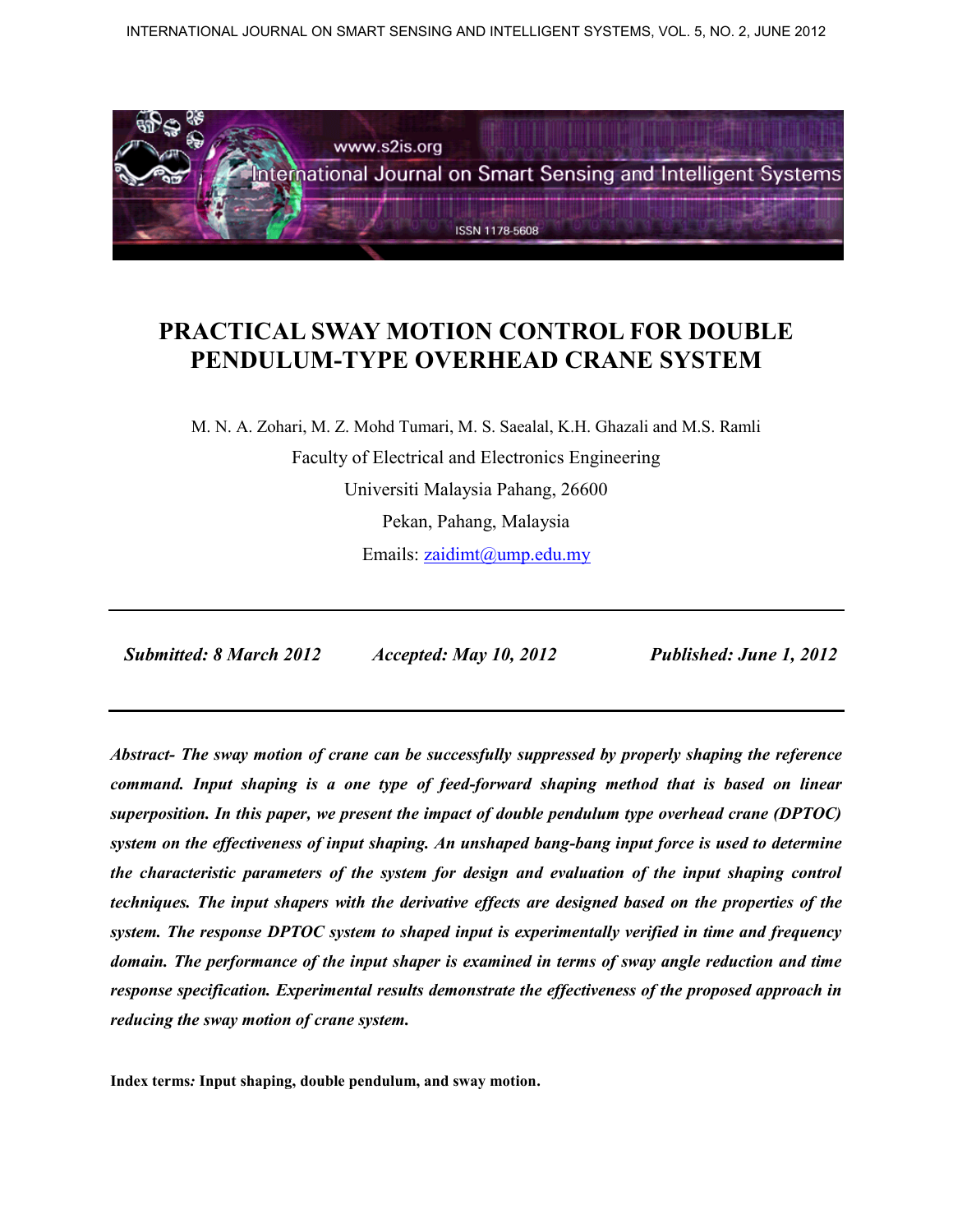# PRACTICAL SWAY MOTION CONTROL FOR DOUBLE PENDULUM-TYPE OVERHEAD CRANE SYSTEM

M. N. A. Zohari, M. Z. Mohd Tumari, M. S. Saealal, K.H. Ghazali and M.S. Ramli

Faculty of Electrical and Electronics Engineering

Universiti Malaysia Pahang, 26600

Pekan, Pahang, Malaysia

Emails: zaidimt@ump.edu.my

***Submitted: 8 March 2012*** ***Accepted: May 10, 2012*** ***Published: June 1, 2012***

***Abstract- The sway motion of crane can be successfully suppressed by properly shaping the reference command. Input shaping is a one type of feed-forward shaping method that is based on linear superposition. In this paper, we present the impact of double pendulum type overhead crane (DPTOC) system on the effectiveness of input shaping. An unshaped bang-bang input force is used to determine the characteristic parameters of the system for design and evaluation of the input shaping control techniques. The input shapers with the derivative effects are designed based on the properties of the system. The response DPTOC system to shaped input is experimentally verified in time and frequency domain. The performance of the input shaper is examined in terms of sway angle reduction and time response specification. Experimental results demonstrate the effectiveness of the proposed approach in reducing the sway motion of crane system.***

**Index terms*:* Input shaping, double pendulum, and sway motion.**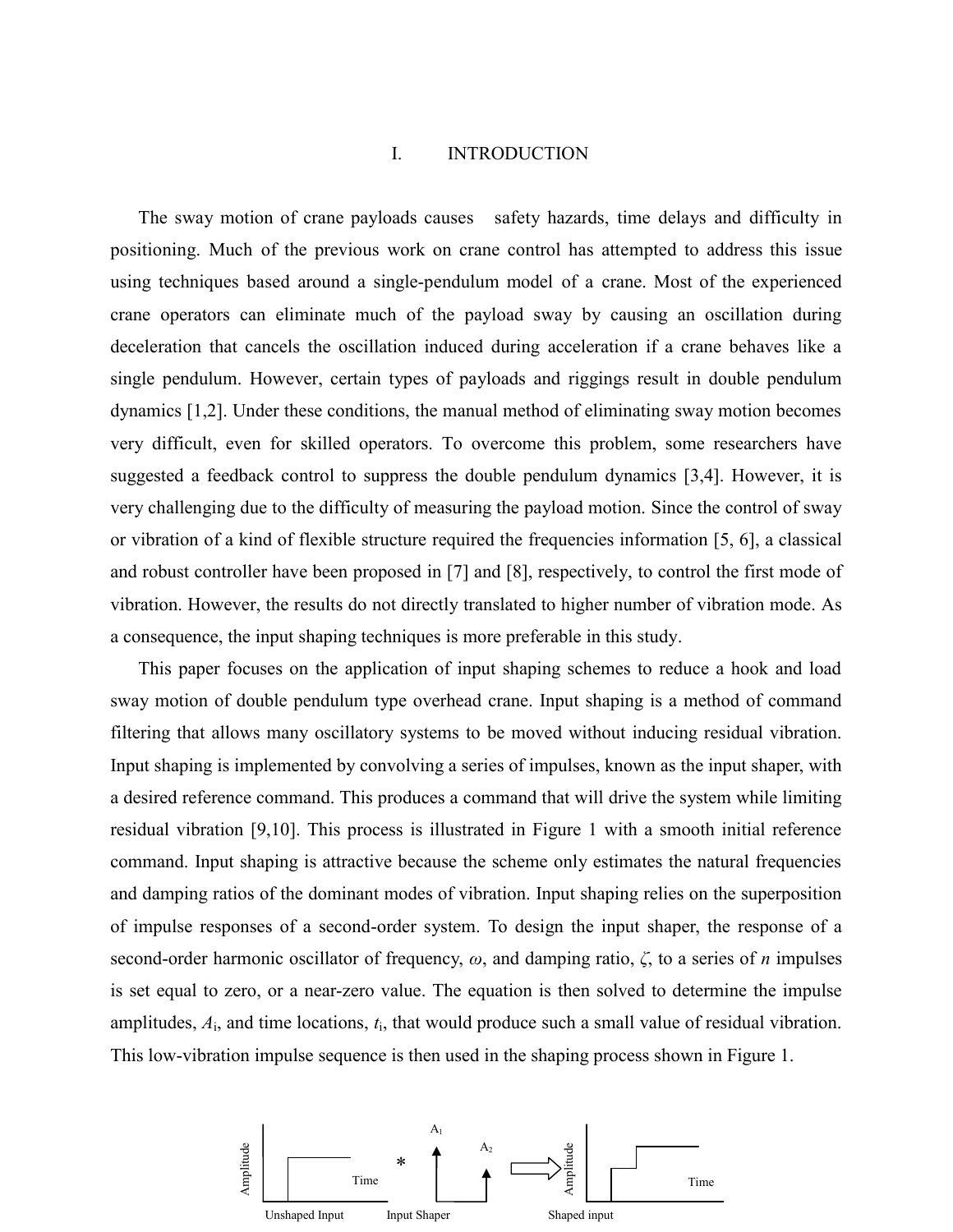# I. INTRODUCTION

The sway motion of crane payloads causes safety hazards, time delays and difficulty in positioning. Much of the previous work on crane control has attempted to address this issue using techniques based around a single-pendulum model of a crane. Most of the experienced crane operators can eliminate much of the payload sway by causing an oscillation during deceleration that cancels the oscillation induced during acceleration if a crane behaves like a single pendulum. However, certain types of payloads and riggings result in double pendulum dynamics [1,2]. Under these conditions, the manual method of eliminating sway motion becomes very difficult, even for skilled operators. To overcome this problem, some researchers have suggested a feedback control to suppress the double pendulum dynamics [3,4]. However, it is very challenging due to the difficulty of measuring the payload motion. Since the control of sway or vibration of a kind of flexible structure required the frequencies information [5, 6], a classical and robust controller have been proposed in [7] and [8], respectively, to control the first mode of vibration. However, the results do not directly translated to higher number of vibration mode. As a consequence, the input shaping techniques is more preferable in this study.

This paper focuses on the application of input shaping schemes to reduce a hook and load sway motion of double pendulum type overhead crane. Input shaping is a method of command filtering that allows many oscillatory systems to be moved without inducing residual vibration. Input shaping is implemented by convolving a series of impulses, known as the input shaper, with a desired reference command. This produces a command that will drive the system while limiting residual vibration [9,10]. This process is illustrated in Figure 1 with a smooth initial reference command. Input shaping is attractive because the scheme only estimates the natural frequencies and damping ratios of the dominant modes of vibration. Input shaping relies on the superposition of impulse responses of a second-order system. To design the input shaper, the response of a second-order harmonic oscillator of frequency, $\omega$, and damping ratio, $\zeta$, to a series of $n$ impulses is set equal to zero, or a near-zero value. The equation is then solved to determine the impulse amplitudes, $A_i$, and time locations, $t_i$, that would produce such a small value of residual vibration. This low-vibration impulse sequence is then used in the shaping process shown in Figure 1.

Amplitude
Time
Unshaped Input
*
$A_1$
$A_2$
Input Shaper
Amplitude
Time
Shaped input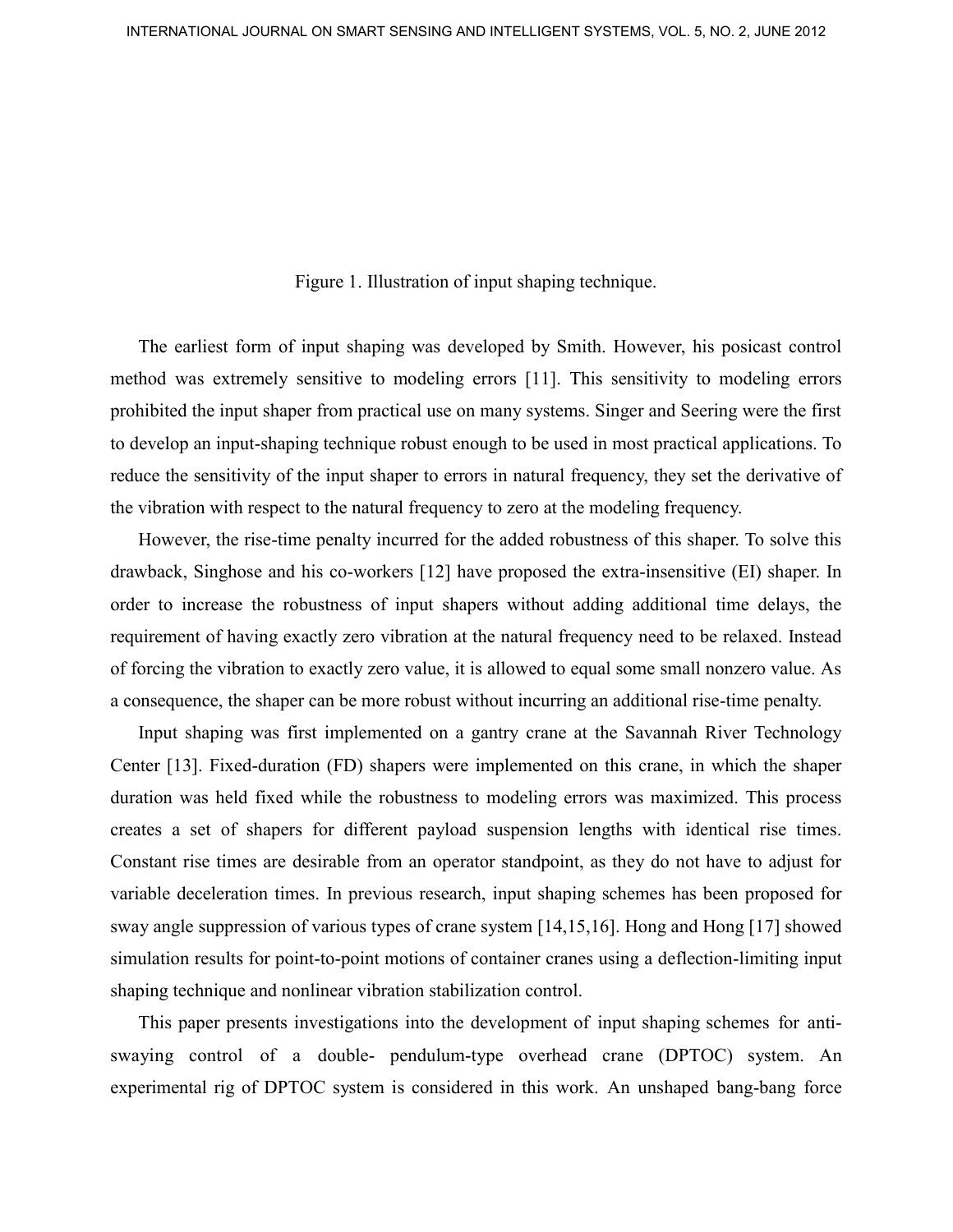Figure 1. Illustration of input shaping technique.

The earliest form of input shaping was developed by Smith. However, his posicast control method was extremely sensitive to modeling errors [11]. This sensitivity to modeling errors prohibited the input shaper from practical use on many systems. Singer and Seering were the first to develop an input-shaping technique robust enough to be used in most practical applications. To reduce the sensitivity of the input shaper to errors in natural frequency, they set the derivative of the vibration with respect to the natural frequency to zero at the modeling frequency.

However, the rise-time penalty incurred for the added robustness of this shaper. To solve this drawback, Singhose and his co-workers [12] have proposed the extra-insensitive (EI) shaper. In order to increase the robustness of input shapers without adding additional time delays, the requirement of having exactly zero vibration at the natural frequency need to be relaxed. Instead of forcing the vibration to exactly zero value, it is allowed to equal some small nonzero value. As a consequence, the shaper can be more robust without incurring an additional rise-time penalty.

Input shaping was first implemented on a gantry crane at the Savannah River Technology Center [13]. Fixed-duration (FD) shapers were implemented on this crane, in which the shaper duration was held fixed while the robustness to modeling errors was maximized. This process creates a set of shapers for different payload suspension lengths with identical rise times. Constant rise times are desirable from an operator standpoint, as they do not have to adjust for variable deceleration times. In previous research, input shaping schemes has been proposed for sway angle suppression of various types of crane system [14,15,16]. Hong and Hong [17] showed simulation results for point-to-point motions of container cranes using a deflection-limiting input shaping technique and nonlinear vibration stabilization control.

This paper presents investigations into the development of input shaping schemes for anti-swaying control of a double- pendulum-type overhead crane (DPTOC) system. An experimental rig of DPTOC system is considered in this work. An unshaped bang-bang force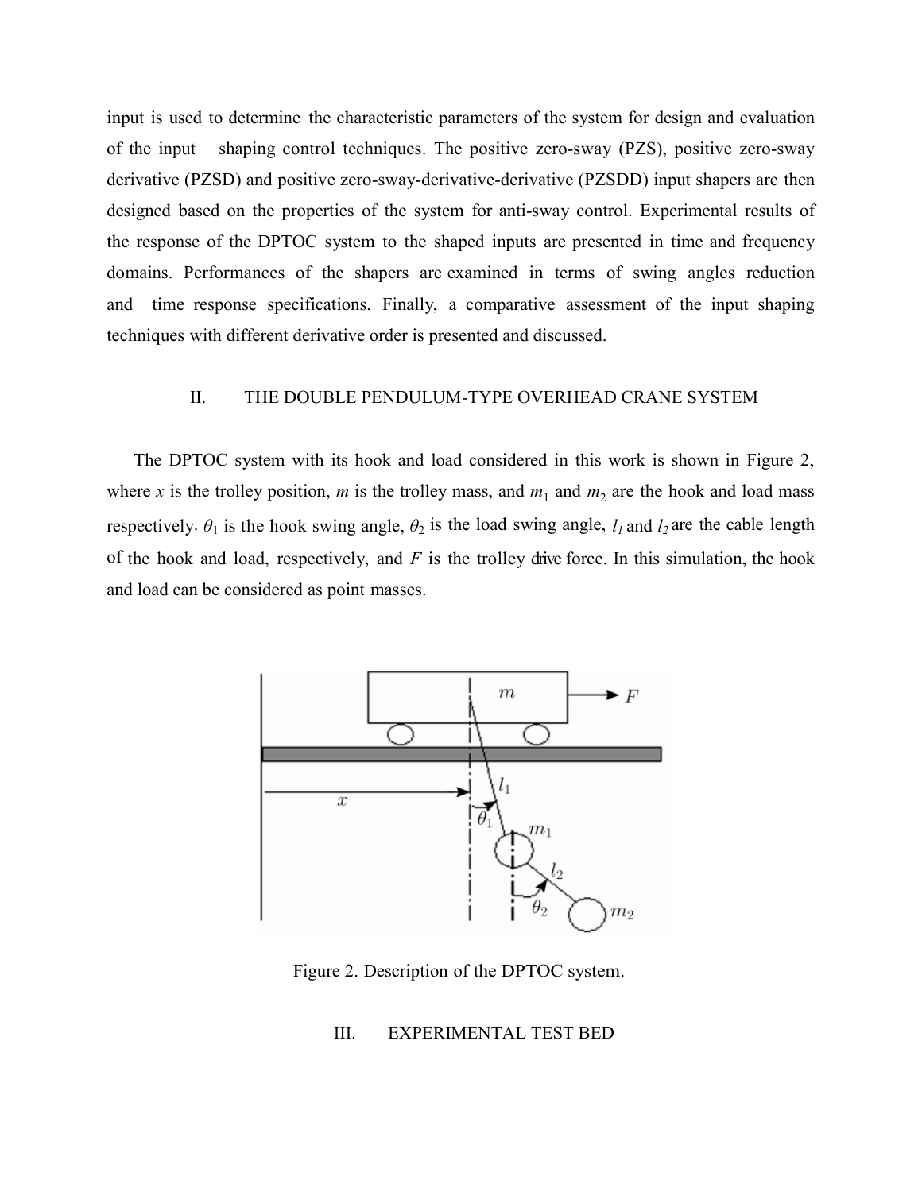input is used to determine the characteristic parameters of the system for design and evaluation of the input shaping control techniques. The positive zero-sway (PZS), positive zero-sway derivative (PZSD) and positive zero-sway-derivative-derivative (PZSDD) input shapers are then designed based on the properties of the system for anti-sway control. Experimental results of the response of the DPTOC system to the shaped inputs are presented in time and frequency domains. Performances of the shapers are examined in terms of swing angles reduction and time response specifications. Finally, a comparative assessment of the input shaping techniques with different derivative order is presented and discussed.

## II. THE DOUBLE PENDULUM-TYPE OVERHEAD CRANE SYSTEM

The DPTOC system with its hook and load considered in this work is shown in Figure 2, where $x$ is the trolley position, $m$ is the trolley mass, and $m_1$ and $m_2$ are the hook and load mass respectively. $\theta_1$ is the hook swing angle, $\theta_2$ is the load swing angle, $l_1$ and $l_2$ are the cable length of the hook and load, respectively, and $F$ is the trolley drive force. In this simulation, the hook and load can be considered as point masses.

Figure 2. Description of the DPTOC system.

## III. EXPERIMENTAL TEST BED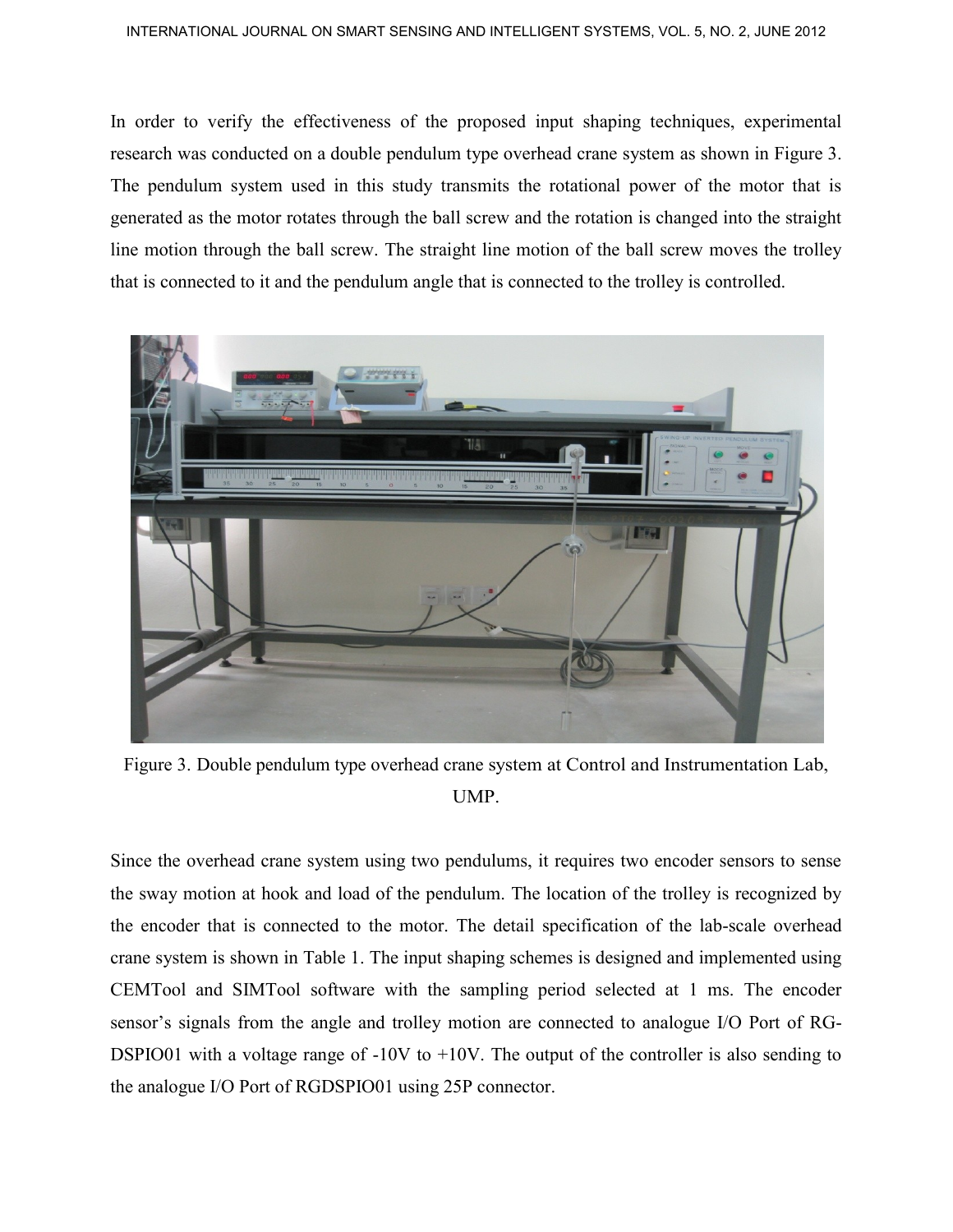In order to verify the effectiveness of the proposed input shaping techniques, experimental research was conducted on a double pendulum type overhead crane system as shown in Figure 3. The pendulum system used in this study transmits the rotational power of the motor that is generated as the motor rotates through the ball screw and the rotation is changed into the straight line motion through the ball screw. The straight line motion of the ball screw moves the trolley that is connected to it and the pendulum angle that is connected to the trolley is controlled.

Figure 3. Double pendulum type overhead crane system at Control and Instrumentation Lab, UMP.

Since the overhead crane system using two pendulums, it requires two encoder sensors to sense the sway motion at hook and load of the pendulum. The location of the trolley is recognized by the encoder that is connected to the motor. The detail specification of the lab-scale overhead crane system is shown in Table 1. The input shaping schemes is designed and implemented using CEMTool and SIMTool software with the sampling period selected at 1 ms. The encoder sensor's signals from the angle and trolley motion are connected to analogue I/O Port of RG-DSPIO01 with a voltage range of -10V to +10V. The output of the controller is also sending to the analogue I/O Port of RGDSPIO01 using 25P connector.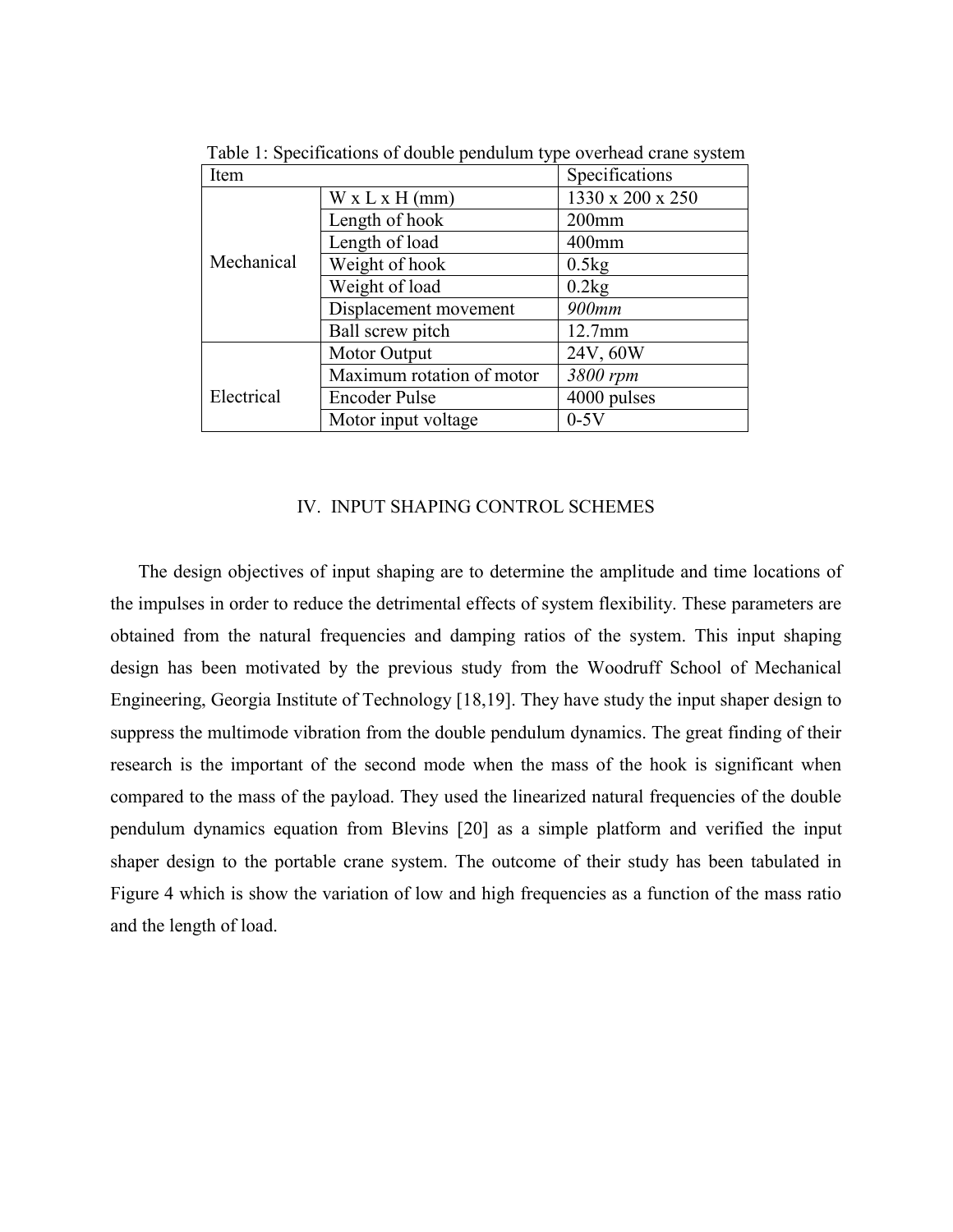Table 1: Specifications of double pendulum type overhead crane system

| Item | | Specifications |
|---|---|---|
| Mechanical | W x L x H (mm) | 1330 x 200 x 250 |
| | Length of hook | 200mm |
| | Length of load | 400mm |
| | Weight of hook | 0.5kg |
| | Weight of load | 0.2kg |
| | Displacement movement | *900mm* |
| | Ball screw pitch | 12.7mm |
| Electrical | Motor Output | 24V, 60W |
| | Maximum rotation of motor | *3800 rpm* |
| | Encoder Pulse | 4000 pulses |
| | Motor input voltage | 0-5V |

## IV. INPUT SHAPING CONTROL SCHEMES

The design objectives of input shaping are to determine the amplitude and time locations of the impulses in order to reduce the detrimental effects of system flexibility. These parameters are obtained from the natural frequencies and damping ratios of the system. This input shaping design has been motivated by the previous study from the Woodruff School of Mechanical Engineering, Georgia Institute of Technology [18,19]. They have study the input shaper design to suppress the multimode vibration from the double pendulum dynamics. The great finding of their research is the important of the second mode when the mass of the hook is significant when compared to the mass of the payload. They used the linearized natural frequencies of the double pendulum dynamics equation from Blevins [20] as a simple platform and verified the input shaper design to the portable crane system. The outcome of their study has been tabulated in Figure 4 which is show the variation of low and high frequencies as a function of the mass ratio and the length of load.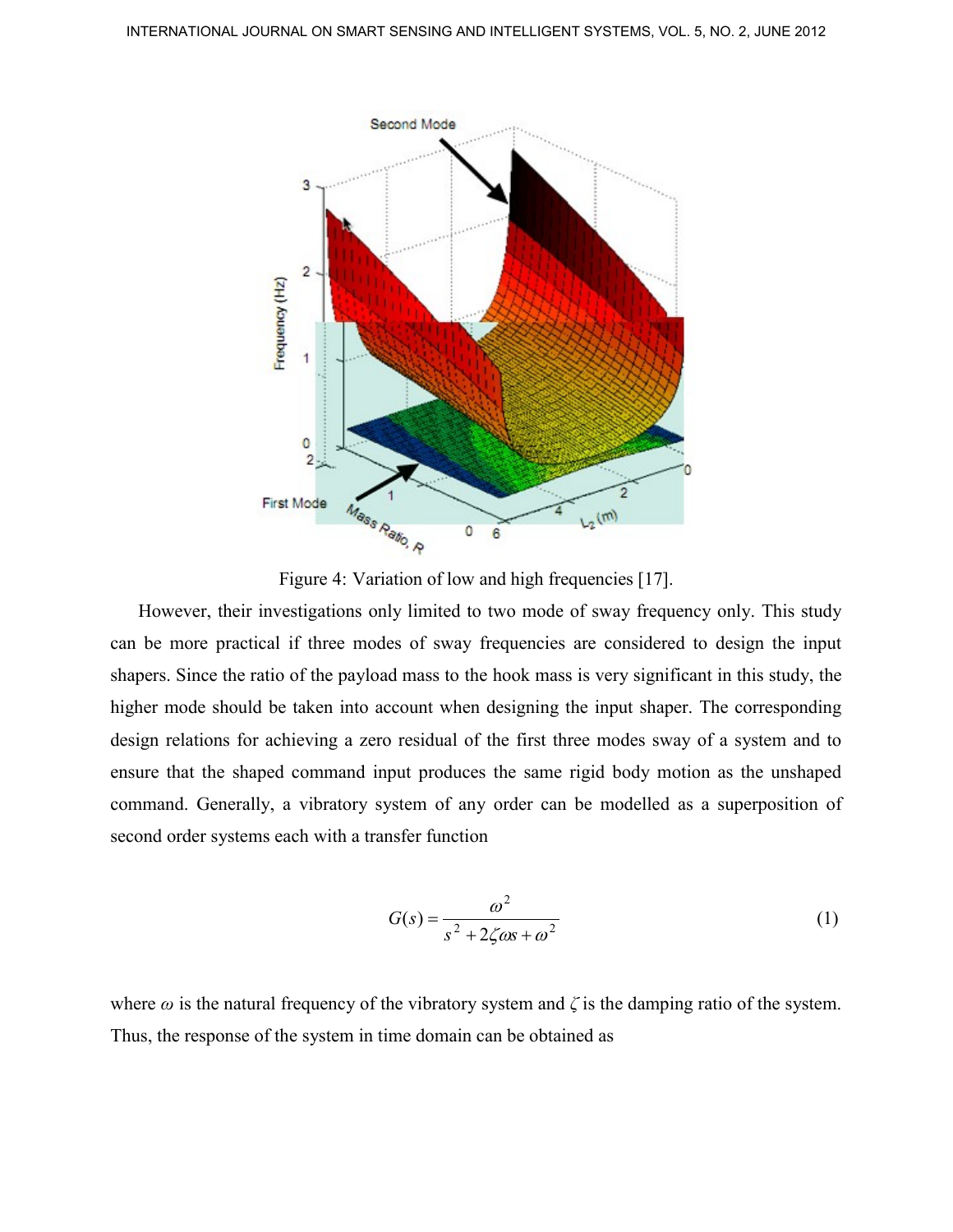Figure 4: Variation of low and high frequencies [17].

However, their investigations only limited to two mode of sway frequency only. This study can be more practical if three modes of sway frequencies are considered to design the input shapers. Since the ratio of the payload mass to the hook mass is very significant in this study, the higher mode should be taken into account when designing the input shaper. The corresponding design relations for achieving a zero residual of the first three modes sway of a system and to ensure that the shaped command input produces the same rigid body motion as the unshaped command. Generally, a vibratory system of any order can be modelled as a superposition of second order systems each with a transfer function

$$G(s) = \frac{\omega^2}{s^2 + 2\zeta\omega s + \omega^2} \tag{1}$$

where $\omega$ is the natural frequency of the vibratory system and $\zeta$ is the damping ratio of the system. Thus, the response of the system in time domain can be obtained as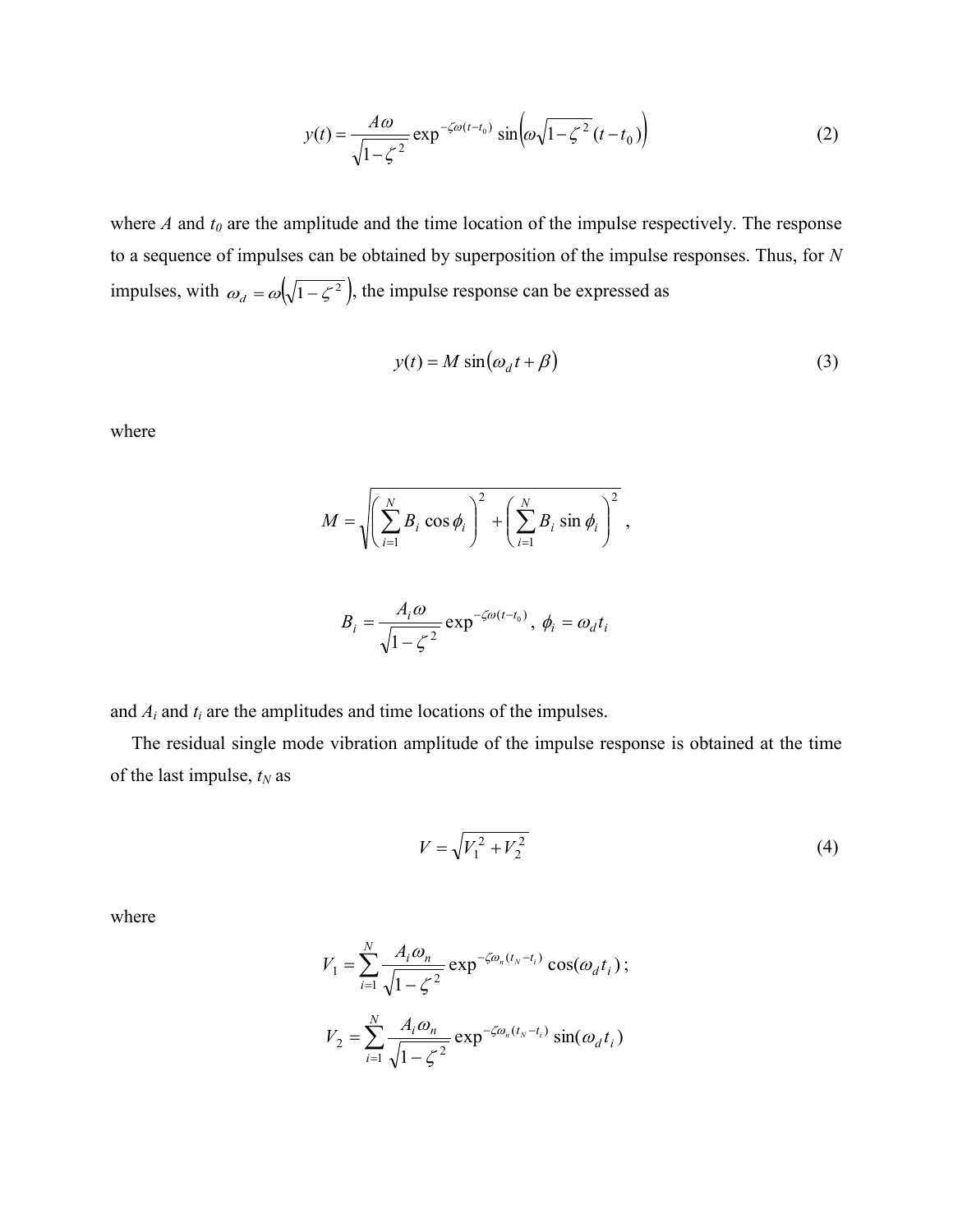$$y(t) = \frac{A\omega}{\sqrt{1-\zeta^2}} \exp^{-\zeta\omega(t-t_0)} \sin\left(\omega\sqrt{1-\zeta^2}\,(t-t_0)\right) \tag{2}$$

where $A$ and $t_0$ are the amplitude and the time location of the impulse respectively. The response to a sequence of impulses can be obtained by superposition of the impulse responses. Thus, for $N$ impulses, with $\omega_d = \omega\left(\sqrt{1-\zeta^2}\right)$, the impulse response can be expressed as

$$y(t) = M \sin\left(\omega_d t + \beta\right) \tag{3}$$

where

$$M = \sqrt{\left(\sum_{i=1}^{N} B_i \cos\phi_i\right)^2 + \left(\sum_{i=1}^{N} B_i \sin\phi_i\right)^2}\ ,$$

$$B_i = \frac{A_i\omega}{\sqrt{1-\zeta^2}} \exp^{-\zeta\omega(t-t_0)},\ \phi_i = \omega_d t_i$$

and $A_i$ and $t_i$ are the amplitudes and time locations of the impulses.

The residual single mode vibration amplitude of the impulse response is obtained at the time of the last impulse, $t_N$ as

$$V = \sqrt{V_1^2 + V_2^2} \tag{4}$$

where

$$V_1 = \sum_{i=1}^{N} \frac{A_i\omega_n}{\sqrt{1-\zeta^2}} \exp^{-\zeta\omega_n(t_N - t_i)} \cos(\omega_d t_i)\,;$$

$$V_2 = \sum_{i=1}^{N} \frac{A_i\omega_n}{\sqrt{1-\zeta^2}} \exp^{-\zeta\omega_n(t_N - t_i)} \sin(\omega_d t_i)$$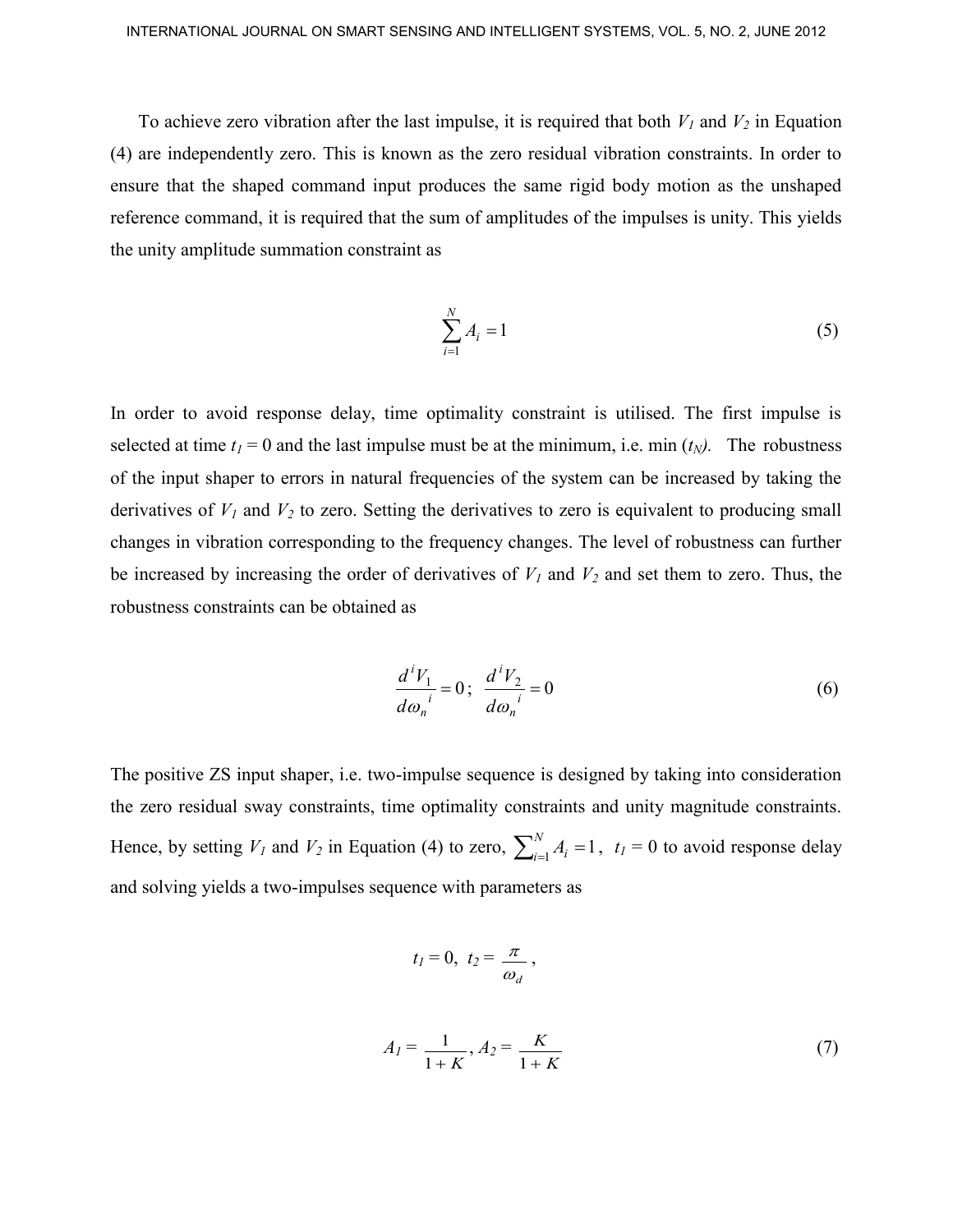To achieve zero vibration after the last impulse, it is required that both $V_1$ and $V_2$ in Equation (4) are independently zero. This is known as the zero residual vibration constraints. In order to ensure that the shaped command input produces the same rigid body motion as the unshaped reference command, it is required that the sum of amplitudes of the impulses is unity. This yields the unity amplitude summation constraint as

$$\sum_{i=1}^{N} A_i = 1 \tag{5}$$

In order to avoid response delay, time optimality constraint is utilised. The first impulse is selected at time $t_1 = 0$ and the last impulse must be at the minimum, i.e. min ($t_N$). The robustness of the input shaper to errors in natural frequencies of the system can be increased by taking the derivatives of $V_1$ and $V_2$ to zero. Setting the derivatives to zero is equivalent to producing small changes in vibration corresponding to the frequency changes. The level of robustness can further be increased by increasing the order of derivatives of $V_1$ and $V_2$ and set them to zero. Thus, the robustness constraints can be obtained as

$$\frac{d^i V_1}{d\omega_n^{\ i}} = 0;\ \frac{d^i V_2}{d\omega_n^{\ i}} = 0 \tag{6}$$

The positive ZS input shaper, i.e. two-impulse sequence is designed by taking into consideration the zero residual sway constraints, time optimality constraints and unity magnitude constraints. Hence, by setting $V_1$ and $V_2$ in Equation (4) to zero, $\sum_{i=1}^{N} A_i = 1$, $t_1 = 0$ to avoid response delay and solving yields a two-impulses sequence with parameters as

$$t_1 = 0,\ t_2 = \frac{\pi}{\omega_d},$$

$$A_1 = \frac{1}{1+K},\ A_2 = \frac{K}{1+K} \tag{7}$$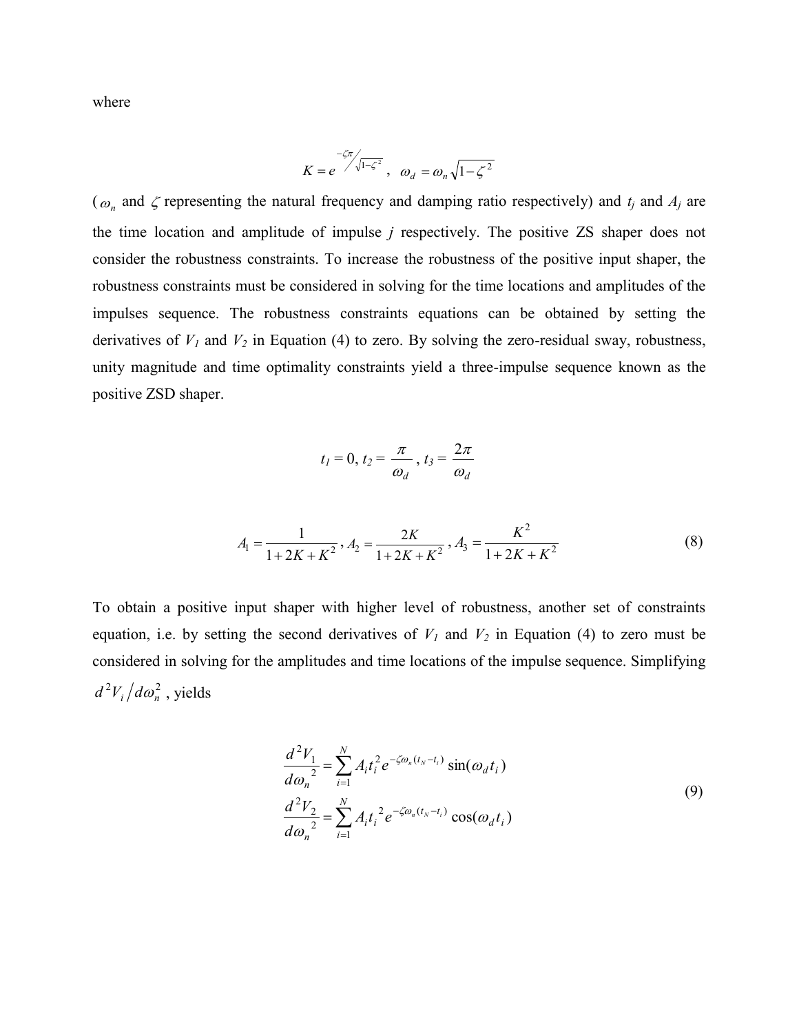where

$$K = e^{-\zeta\pi / \sqrt{1-\zeta^2}}, \quad \omega_d = \omega_n \sqrt{1-\zeta^2}$$

($\omega_n$ and $\zeta$ representing the natural frequency and damping ratio respectively) and $t_j$ and $A_j$ are the time location and amplitude of impulse $j$ respectively. The positive ZS shaper does not consider the robustness constraints. To increase the robustness of the positive input shaper, the robustness constraints must be considered in solving for the time locations and amplitudes of the impulses sequence. The robustness constraints equations can be obtained by setting the derivatives of $V_1$ and $V_2$ in Equation (4) to zero. By solving the zero-residual sway, robustness, unity magnitude and time optimality constraints yield a three-impulse sequence known as the positive ZSD shaper.

$$t_1 = 0, \; t_2 = \frac{\pi}{\omega_d}, \; t_3 = \frac{2\pi}{\omega_d}$$

$$A_1 = \frac{1}{1+2K+K^2}, \; A_2 = \frac{2K}{1+2K+K^2}, \; A_3 = \frac{K^2}{1+2K+K^2} \tag{8}$$

To obtain a positive input shaper with higher level of robustness, another set of constraints equation, i.e. by setting the second derivatives of $V_1$ and $V_2$ in Equation (4) to zero must be considered in solving for the amplitudes and time locations of the impulse sequence. Simplifying $d^2V_i / d\omega_n^2$, yields

$$\begin{aligned}
\frac{d^2V_1}{d\omega_n^2} &= \sum_{i=1}^{N} A_i t_i^2 e^{-\zeta\omega_n(t_N - t_i)} \sin(\omega_d t_i) \\
\frac{d^2V_2}{d\omega_n^2} &= \sum_{i=1}^{N} A_i t_i^2 e^{-\zeta\omega_n(t_N - t_i)} \cos(\omega_d t_i)
\end{aligned} \tag{9}$$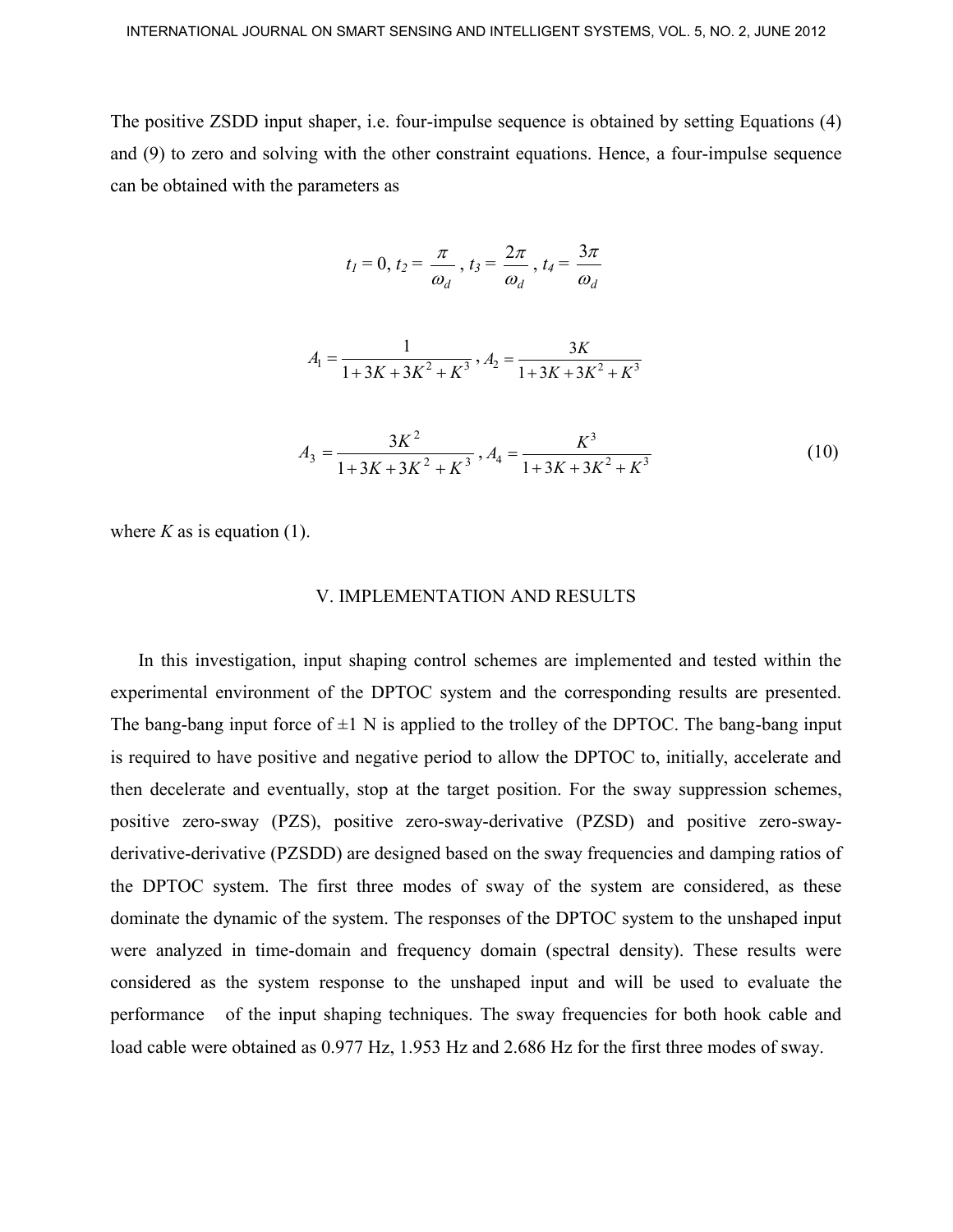The positive ZSDD input shaper, i.e. four-impulse sequence is obtained by setting Equations (4) and (9) to zero and solving with the other constraint equations. Hence, a four-impulse sequence can be obtained with the parameters as

$$t_1 = 0,\ t_2 = \frac{\pi}{\omega_d},\ t_3 = \frac{2\pi}{\omega_d},\ t_4 = \frac{3\pi}{\omega_d}$$

$$A_1 = \frac{1}{1+3K+3K^2+K^3},\ A_2 = \frac{3K}{1+3K+3K^2+K^3}$$

$$A_3 = \frac{3K^2}{1+3K+3K^2+K^3},\ A_4 = \frac{K^3}{1+3K+3K^2+K^3} \tag{10}$$

where $K$ as is equation (1).

## V. IMPLEMENTATION AND RESULTS

In this investigation, input shaping control schemes are implemented and tested within the experimental environment of the DPTOC system and the corresponding results are presented. The bang-bang input force of ±1 N is applied to the trolley of the DPTOC. The bang-bang input is required to have positive and negative period to allow the DPTOC to, initially, accelerate and then decelerate and eventually, stop at the target position. For the sway suppression schemes, positive zero-sway (PZS), positive zero-sway-derivative (PZSD) and positive zero-sway-derivative-derivative (PZSDD) are designed based on the sway frequencies and damping ratios of the DPTOC system. The first three modes of sway of the system are considered, as these dominate the dynamic of the system. The responses of the DPTOC system to the unshaped input were analyzed in time-domain and frequency domain (spectral density). These results were considered as the system response to the unshaped input and will be used to evaluate the performance of the input shaping techniques. The sway frequencies for both hook cable and load cable were obtained as 0.977 Hz, 1.953 Hz and 2.686 Hz for the first three modes of sway.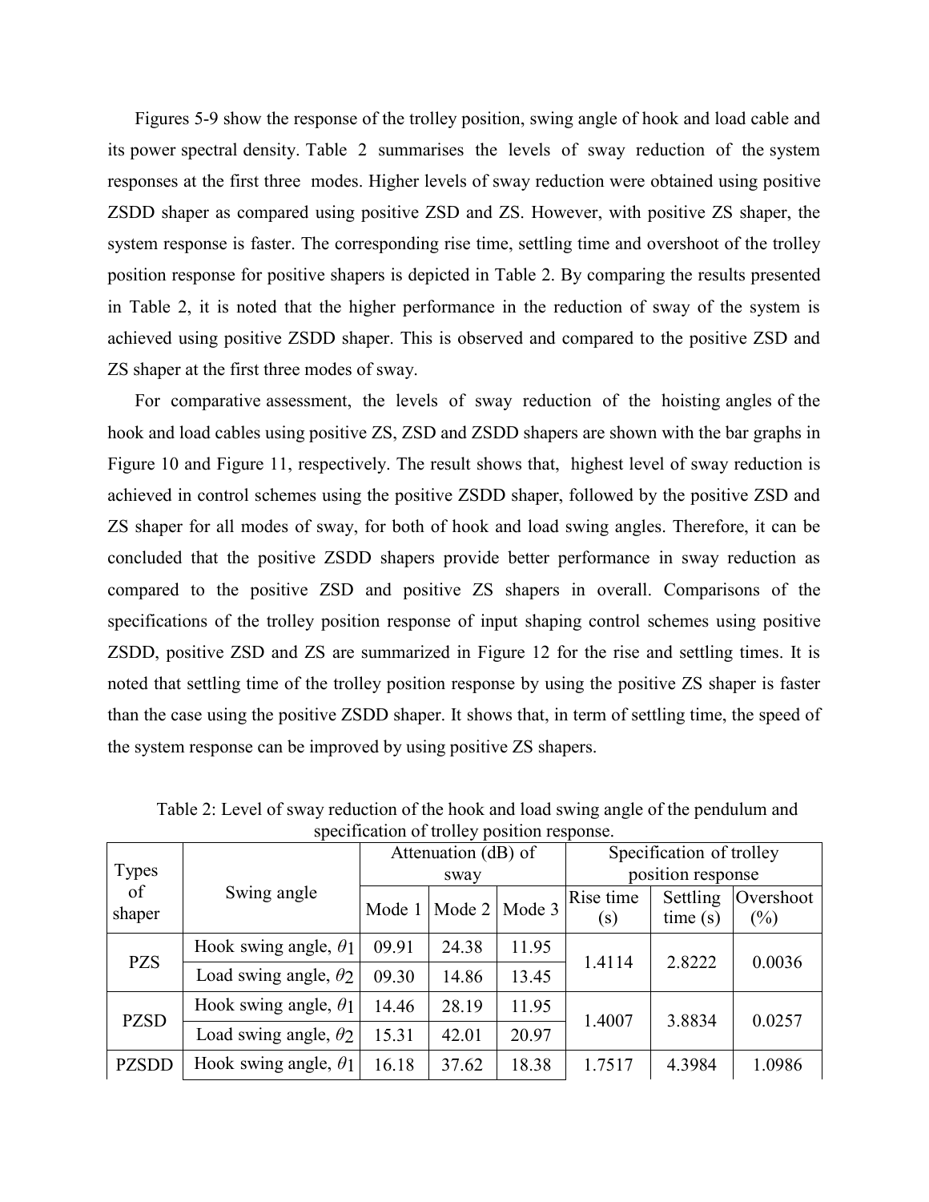Figures 5-9 show the response of the trolley position, swing angle of hook and load cable and its power spectral density. Table 2 summarises the levels of sway reduction of the system responses at the first three modes. Higher levels of sway reduction were obtained using positive ZSDD shaper as compared using positive ZSD and ZS. However, with positive ZS shaper, the system response is faster. The corresponding rise time, settling time and overshoot of the trolley position response for positive shapers is depicted in Table 2. By comparing the results presented in Table 2, it is noted that the higher performance in the reduction of sway of the system is achieved using positive ZSDD shaper. This is observed and compared to the positive ZSD and ZS shaper at the first three modes of sway.

For comparative assessment, the levels of sway reduction of the hoisting angles of the hook and load cables using positive ZS, ZSD and ZSDD shapers are shown with the bar graphs in Figure 10 and Figure 11, respectively. The result shows that, highest level of sway reduction is achieved in control schemes using the positive ZSDD shaper, followed by the positive ZSD and ZS shaper for all modes of sway, for both of hook and load swing angles. Therefore, it can be concluded that the positive ZSDD shapers provide better performance in sway reduction as compared to the positive ZSD and positive ZS shapers in overall. Comparisons of the specifications of the trolley position response of input shaping control schemes using positive ZSDD, positive ZSD and ZS are summarized in Figure 12 for the rise and settling times. It is noted that settling time of the trolley position response by using the positive ZS shaper is faster than the case using the positive ZSDD shaper. It shows that, in term of settling time, the speed of the system response can be improved by using positive ZS shapers.

Table 2: Level of sway reduction of the hook and load swing angle of the pendulum and specification of trolley position response.

| Types of shaper | Swing angle | Attenuation (dB) of sway | | | Specification of trolley position response | | |
|---|---|---|---|---|---|---|---|
| | | Mode 1 | Mode 2 | Mode 3 | Rise time (s) | Settling time (s) | Overshoot (%) |
| PZS | Hook swing angle, $\theta_1$ | 09.91 | 24.38 | 11.95 | 1.4114 | 2.8222 | 0.0036 |
| | Load swing angle, $\theta_2$ | 09.30 | 14.86 | 13.45 | | | |
| PZSD | Hook swing angle, $\theta_1$ | 14.46 | 28.19 | 11.95 | 1.4007 | 3.8834 | 0.0257 |
| | Load swing angle, $\theta_2$ | 15.31 | 42.01 | 20.97 | | | |
| PZSDD | Hook swing angle, $\theta_1$ | 16.18 | 37.62 | 18.38 | 1.7517 | 4.3984 | 1.0986 |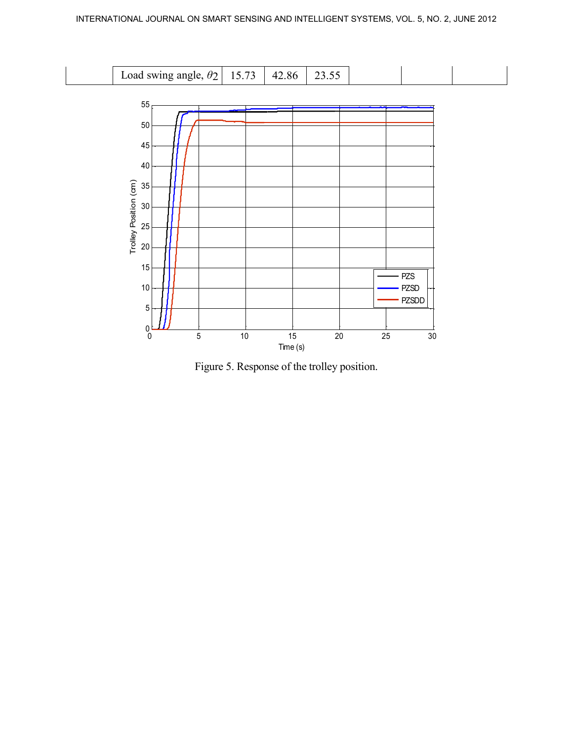|  | Load swing angle, $\theta_2$ | 15.73 | 42.86 | 23.55 |  |  |  |
|---|---|---|---|---|---|---|---|

Figure 5. Response of the trolley position.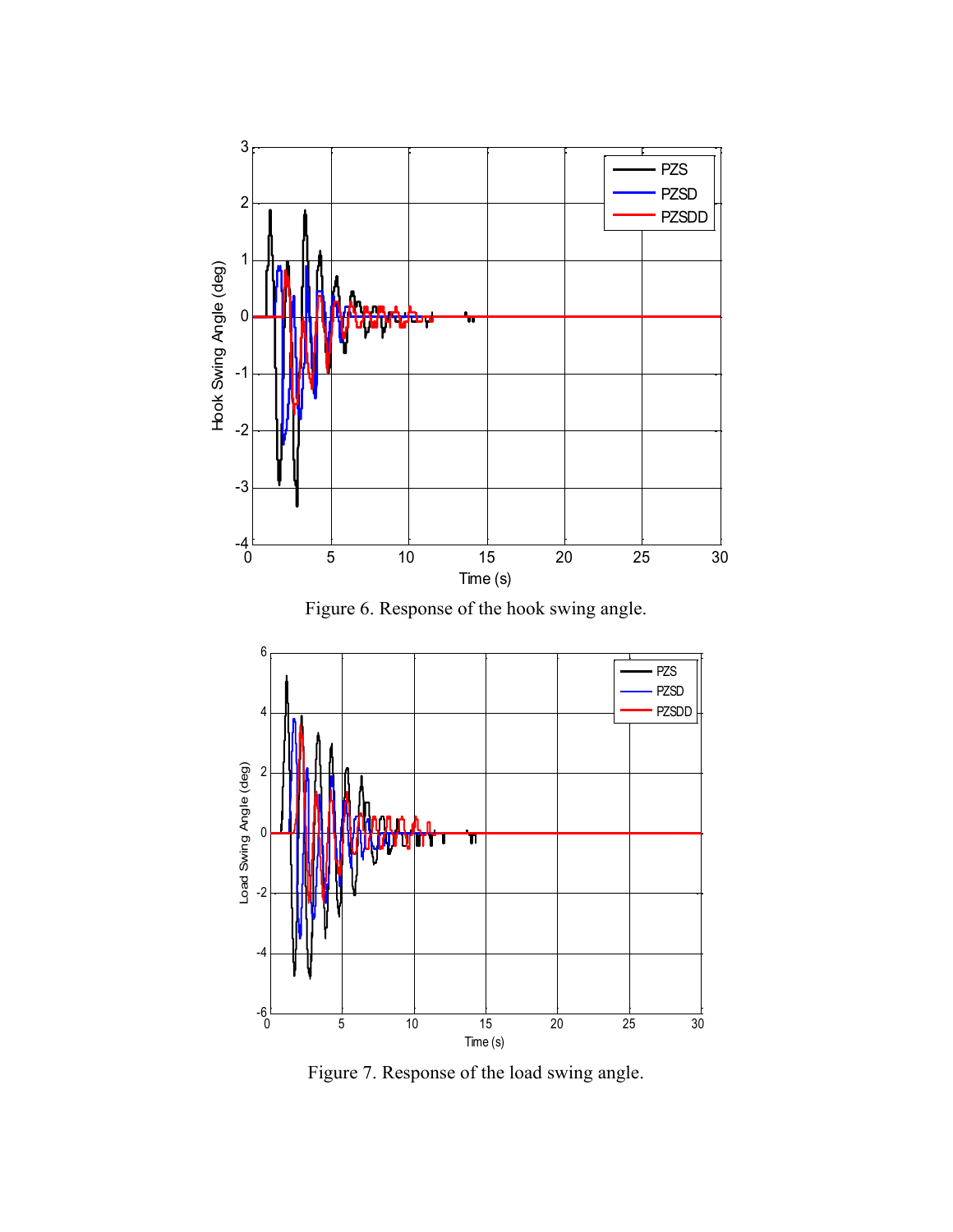Figure 6. Response of the hook swing angle.

Figure 7. Response of the load swing angle.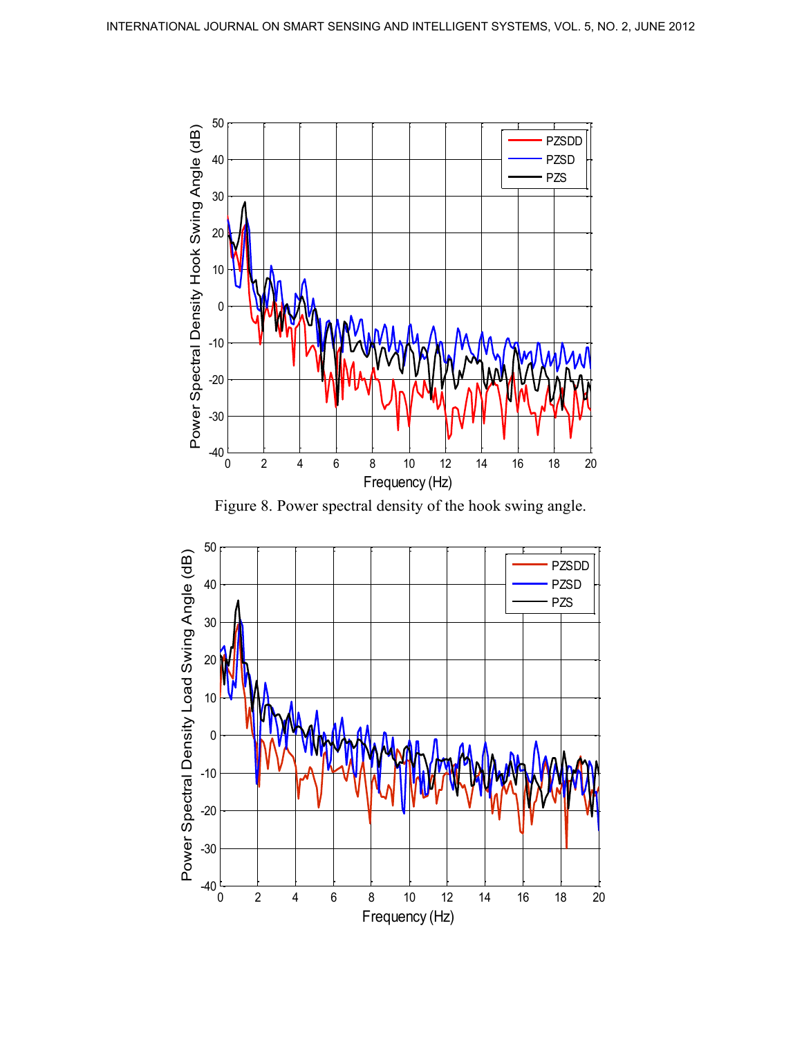Figure 8. Power spectral density of the hook swing angle.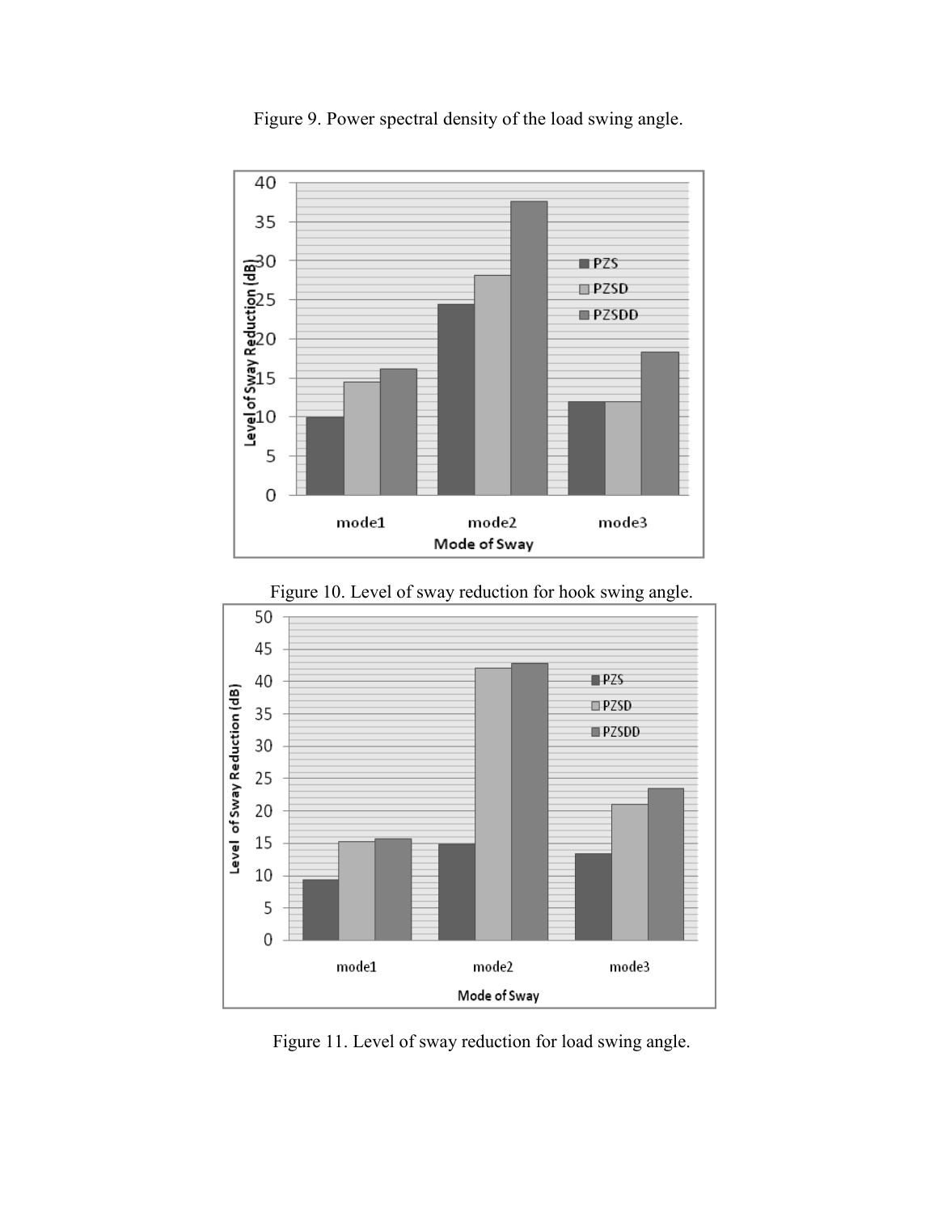Figure 9. Power spectral density of the load swing angle.

Figure 10. Level of sway reduction for hook swing angle.

Figure 11. Level of sway reduction for load swing angle.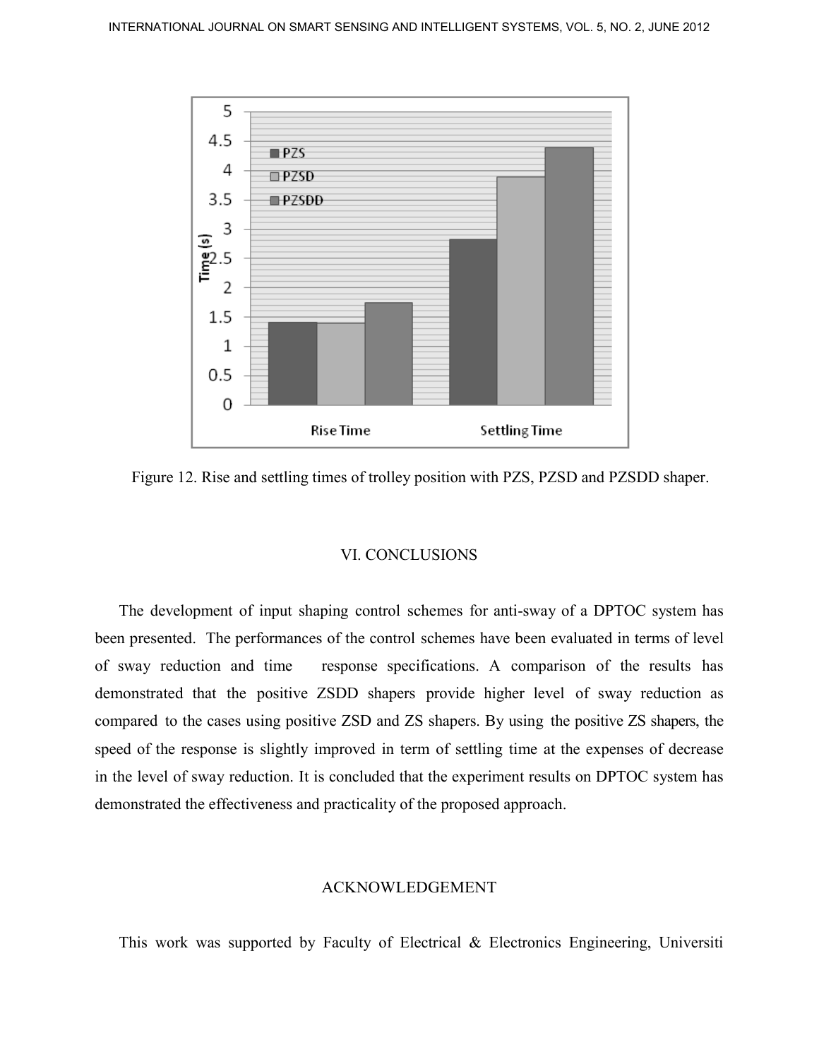Figure 12. Rise and settling times of trolley position with PZS, PZSD and PZSDD shaper.

## VI. CONCLUSIONS

The development of input shaping control schemes for anti-sway of a DPTOC system has been presented. The performances of the control schemes have been evaluated in terms of level of sway reduction and time response specifications. A comparison of the results has demonstrated that the positive ZSDD shapers provide higher level of sway reduction as compared to the cases using positive ZSD and ZS shapers. By using the positive ZS shapers, the speed of the response is slightly improved in term of settling time at the expenses of decrease in the level of sway reduction. It is concluded that the experiment results on DPTOC system has demonstrated the effectiveness and practicality of the proposed approach.

## ACKNOWLEDGEMENT

This work was supported by Faculty of Electrical & Electronics Engineering, Universiti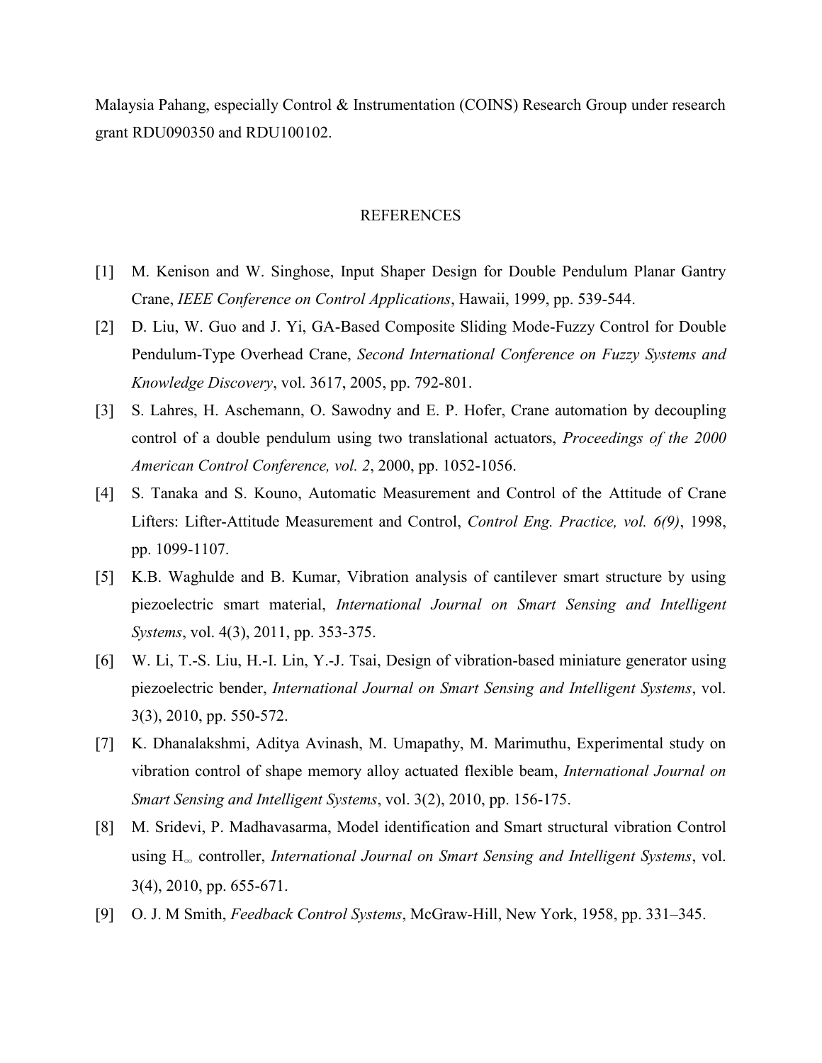Malaysia Pahang, especially Control & Instrumentation (COINS) Research Group under research grant RDU090350 and RDU100102.

## REFERENCES

[1] M. Kenison and W. Singhose, Input Shaper Design for Double Pendulum Planar Gantry Crane, *IEEE Conference on Control Applications*, Hawaii, 1999, pp. 539-544.

[2] D. Liu, W. Guo and J. Yi, GA-Based Composite Sliding Mode-Fuzzy Control for Double Pendulum-Type Overhead Crane, *Second International Conference on Fuzzy Systems and Knowledge Discovery*, vol. 3617, 2005, pp. 792-801.

[3] S. Lahres, H. Aschemann, O. Sawodny and E. P. Hofer, Crane automation by decoupling control of a double pendulum using two translational actuators, *Proceedings of the 2000 American Control Conference, vol. 2*, 2000, pp. 1052-1056.

[4] S. Tanaka and S. Kouno, Automatic Measurement and Control of the Attitude of Crane Lifters: Lifter-Attitude Measurement and Control, *Control Eng. Practice, vol. 6(9)*, 1998, pp. 1099-1107.

[5] K.B. Waghulde and B. Kumar, Vibration analysis of cantilever smart structure by using piezoelectric smart material, *International Journal on Smart Sensing and Intelligent Systems*, vol. 4(3), 2011, pp. 353-375.

[6] W. Li, T.-S. Liu, H.-I. Lin, Y.-J. Tsai, Design of vibration-based miniature generator using piezoelectric bender, *International Journal on Smart Sensing and Intelligent Systems*, vol. 3(3), 2010, pp. 550-572.

[7] K. Dhanalakshmi, Aditya Avinash, M. Umapathy, M. Marimuthu, Experimental study on vibration control of shape memory alloy actuated flexible beam, *International Journal on Smart Sensing and Intelligent Systems*, vol. 3(2), 2010, pp. 156-175.

[8] M. Sridevi, P. Madhavasarma, Model identification and Smart structural vibration Control using $H_{\infty}$ controller, *International Journal on Smart Sensing and Intelligent Systems*, vol. 3(4), 2010, pp. 655-671.

[9] O. J. M Smith, *Feedback Control Systems*, McGraw-Hill, New York, 1958, pp. 331–345.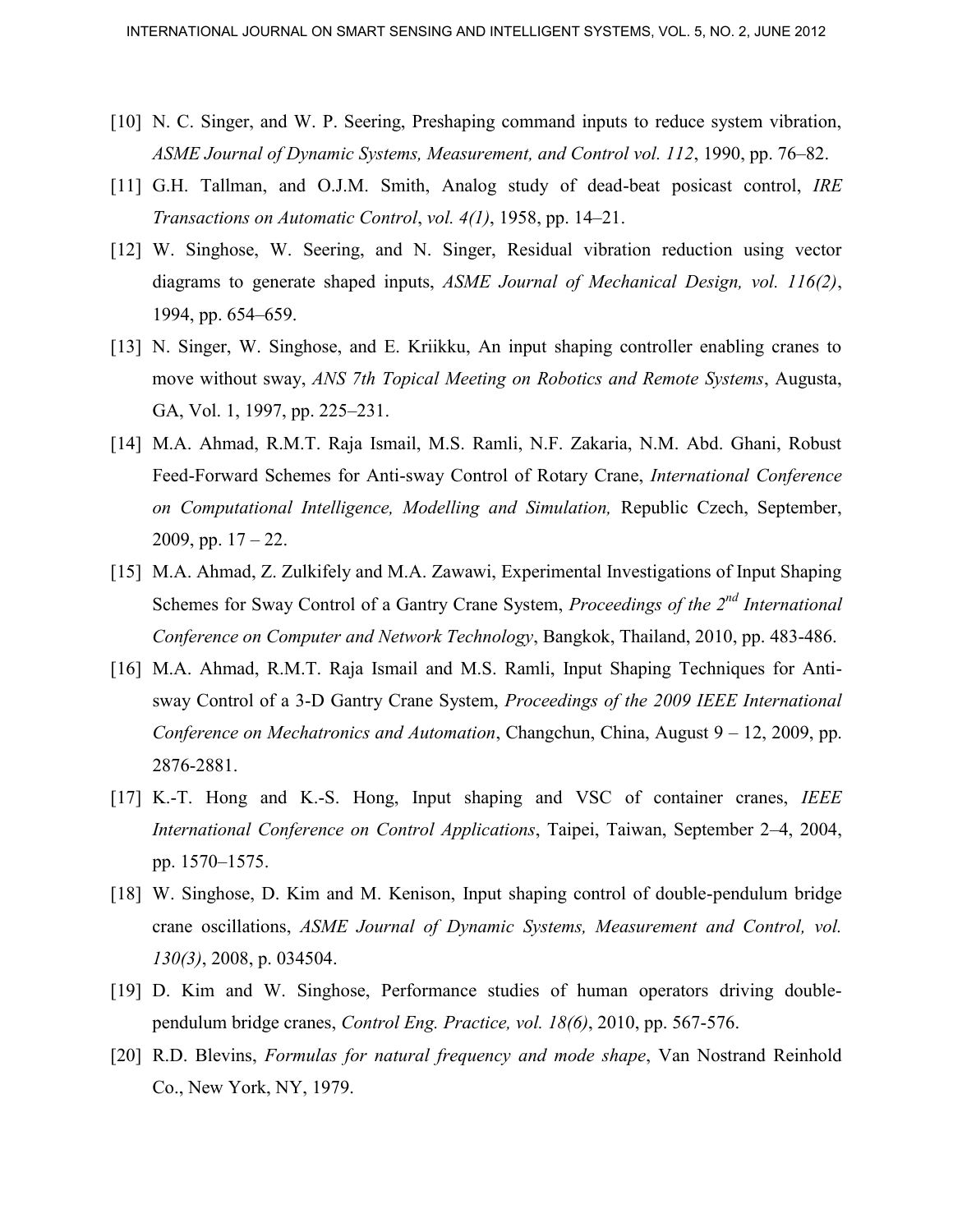[10] N. C. Singer, and W. P. Seering, Preshaping command inputs to reduce system vibration, *ASME Journal of Dynamic Systems, Measurement, and Control vol. 112*, 1990, pp. 76–82.

[11] G.H. Tallman, and O.J.M. Smith, Analog study of dead-beat posicast control, *IRE Transactions on Automatic Control*, *vol. 4(1)*, 1958, pp. 14–21.

[12] W. Singhose, W. Seering, and N. Singer, Residual vibration reduction using vector diagrams to generate shaped inputs, *ASME Journal of Mechanical Design, vol. 116(2)*, 1994, pp. 654–659.

[13] N. Singer, W. Singhose, and E. Kriikku, An input shaping controller enabling cranes to move without sway, *ANS 7th Topical Meeting on Robotics and Remote Systems*, Augusta, GA, Vol. 1, 1997, pp. 225–231.

[14] M.A. Ahmad, R.M.T. Raja Ismail, M.S. Ramli, N.F. Zakaria, N.M. Abd. Ghani, Robust Feed-Forward Schemes for Anti-sway Control of Rotary Crane, *International Conference on Computational Intelligence, Modelling and Simulation,* Republic Czech, September, 2009, pp. 17 – 22.

[15] M.A. Ahmad, Z. Zulkifely and M.A. Zawawi, Experimental Investigations of Input Shaping Schemes for Sway Control of a Gantry Crane System, *Proceedings of the 2nd International Conference on Computer and Network Technology*, Bangkok, Thailand, 2010, pp. 483-486.

[16] M.A. Ahmad, R.M.T. Raja Ismail and M.S. Ramli, Input Shaping Techniques for Anti-sway Control of a 3-D Gantry Crane System, *Proceedings of the 2009 IEEE International Conference on Mechatronics and Automation*, Changchun, China, August 9 – 12, 2009, pp. 2876-2881.

[17] K.-T. Hong and K.-S. Hong, Input shaping and VSC of container cranes, *IEEE International Conference on Control Applications*, Taipei, Taiwan, September 2–4, 2004, pp. 1570–1575.

[18] W. Singhose, D. Kim and M. Kenison, Input shaping control of double-pendulum bridge crane oscillations, *ASME Journal of Dynamic Systems, Measurement and Control, vol. 130(3)*, 2008, p. 034504.

[19] D. Kim and W. Singhose, Performance studies of human operators driving double-pendulum bridge cranes, *Control Eng. Practice, vol. 18(6)*, 2010, pp. 567-576.

[20] R.D. Blevins, *Formulas for natural frequency and mode shape*, Van Nostrand Reinhold Co., New York, NY, 1979.